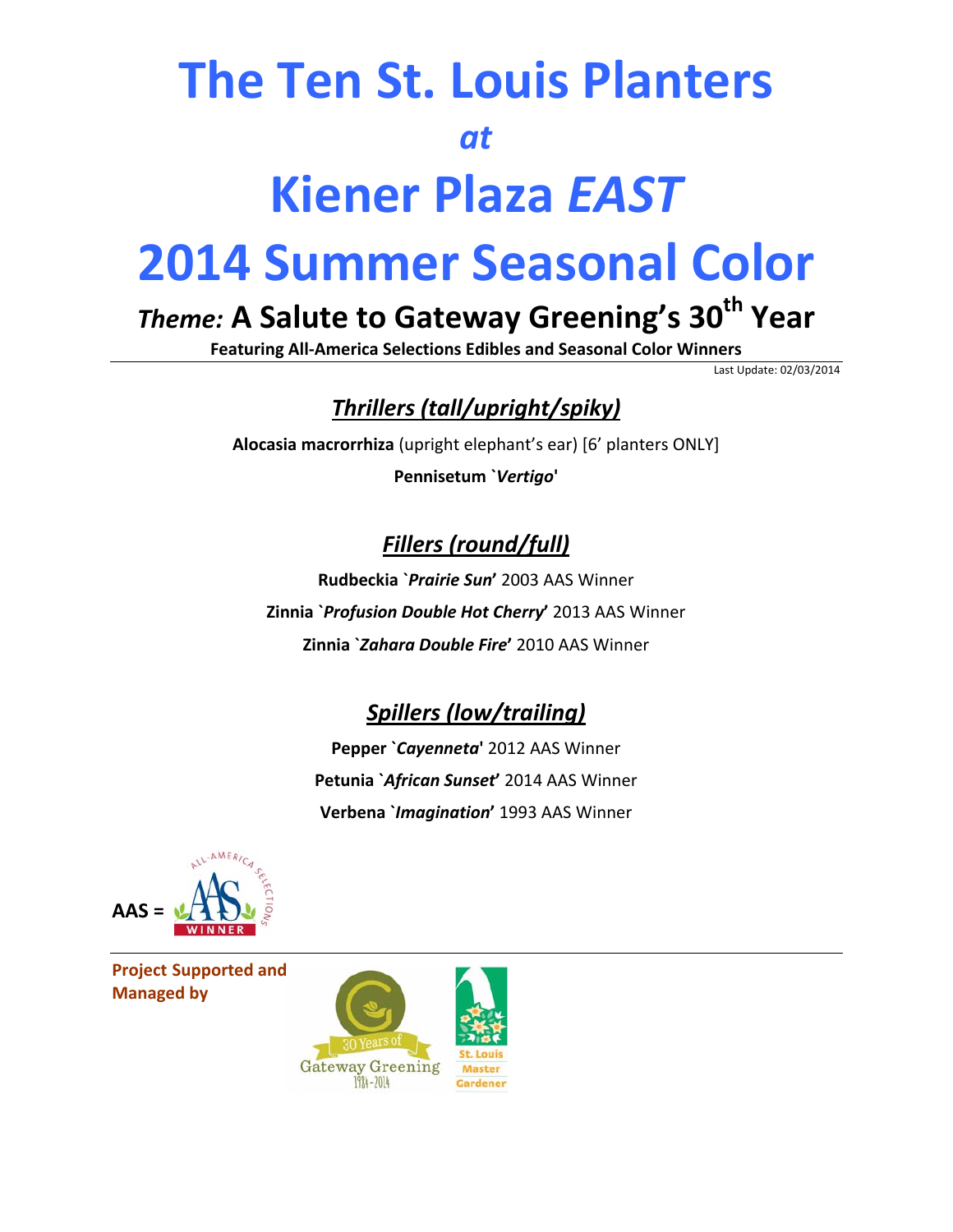# The Ten St. Louis Planters

## *at*

# Kiener Plaza *EAST*

# 2014 Summer Seasonal Color

## *Theme:* A Salute to Gateway Greening's 30th Year

**Featuring All-America Selections Edibles and Seasonal Color Winners**

Last Update: 02/03/2014

### *Thrillers (tall/upright/spiky)*

**Alocasia macrorrhiza** (upright elephant's ear) [6' planters ONLY]

**Pennisetum `*Vertigo*'**

### *Fillers (round/full)*

**Rudbeckia `*Prairie Sun*'** 2003 AAS Winner

**Zinnia `*Profusion Double Hot Cherry*'** 2013 AAS Winner

**Zinnia `*Zahara Double Fire*'** 2010 AAS Winner

### *Spillers (low/trailing)*

**Pepper `*Cayenneta*'** 2012 AAS Winner

**Petunia `*African Sunset*'** 2014 AAS Winner

**Verbena `*Imagination*'** 1993 AAS Winner

**AAS =** All-America Selections WINNER

**Project Supported and Managed by**

30 Years of Gateway Greening 1984-2014

St. Louis Master Gardener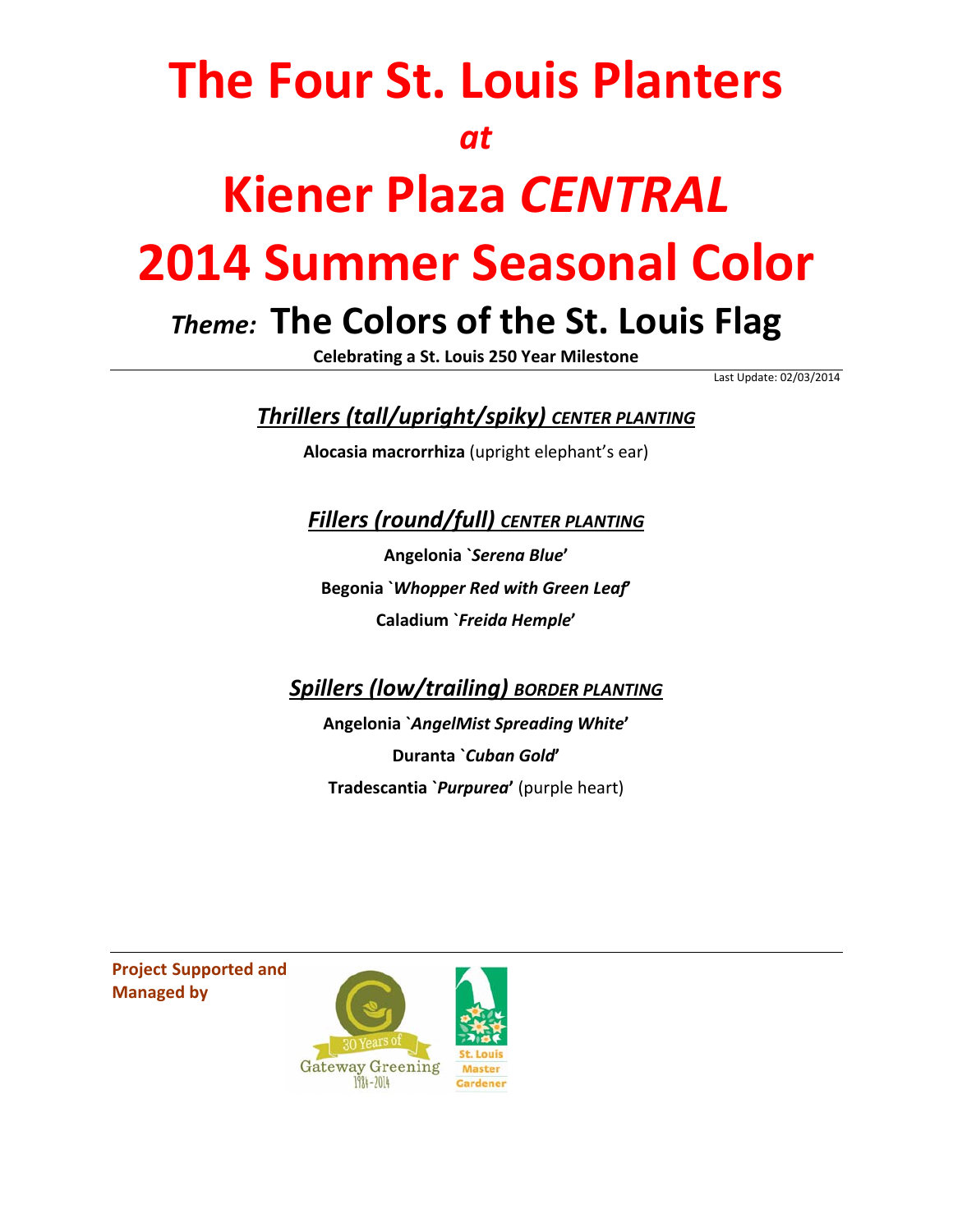# The Four St. Louis Planters

*at*

# Kiener Plaza *CENTRAL*

# 2014 Summer Seasonal Color

## *Theme:* The Colors of the St. Louis Flag

**Celebrating a St. Louis 250 Year Milestone**

Last Update: 02/03/2014

### *Thrillers (tall/upright/spiky) CENTER PLANTING*

**Alocasia macrorrhiza** (upright elephant's ear)

### *Fillers (round/full) CENTER PLANTING*

**Angelonia `*Serena Blue*'**

**Begonia `*Whopper Red with Green Leaf*'**

**Caladium `*Freida Hemple*'**

### *Spillers (low/trailing) BORDER PLANTING*

**Angelonia `*AngelMist Spreading White*'**

**Duranta `*Cuban Gold*'**

**Tradescantia `*Purpurea*'** (purple heart)

**Project Supported and Managed by**

30 Years of Gateway Greening 1984-2014

St. Louis Master Gardener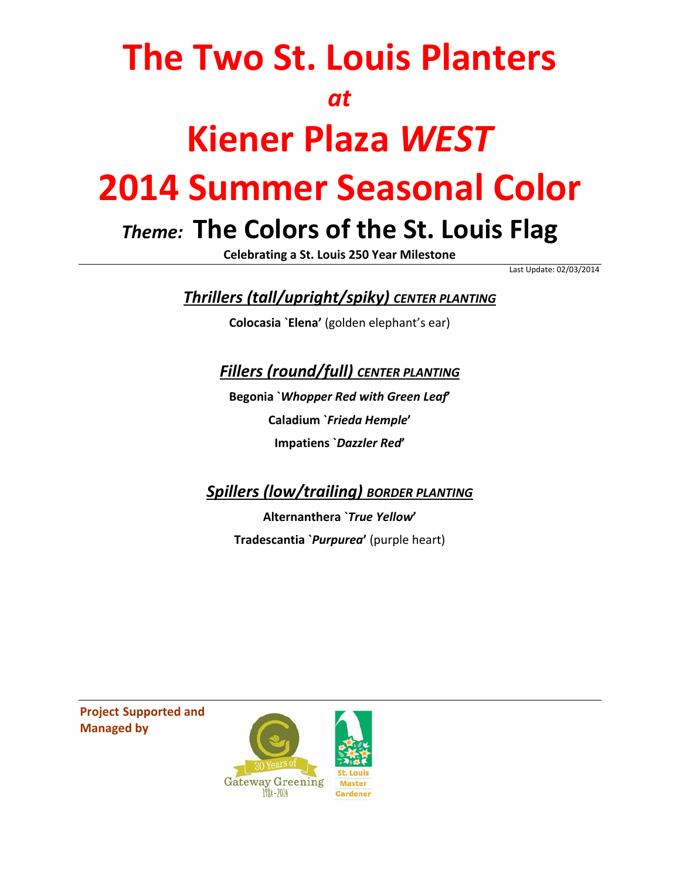# The Two St. Louis Planters

*at*

# Kiener Plaza *WEST*

# 2014 Summer Seasonal Color

## *Theme:* The Colors of the St. Louis Flag

**Celebrating a St. Louis 250 Year Milestone**

Last Update: 02/03/2014

### ***Thrillers (tall/upright/spiky)*** ***CENTER PLANTING***

**Colocasia `Elena'** (golden elephant's ear)

### ***Fillers (round/full)*** ***CENTER PLANTING***

**Begonia `*Whopper Red with Green Leaf*'**

**Caladium `*Frieda Hemple*'**

**Impatiens `*Dazzler Red*'**

### ***Spillers (low/trailing)*** ***BORDER PLANTING***

**Alternanthera `*True Yellow*'**

**Tradescantia `*Purpurea*'** (purple heart)

**Project Supported and Managed by**

30 Years of Gateway Greening 1984-2014

St. Louis Master Gardener